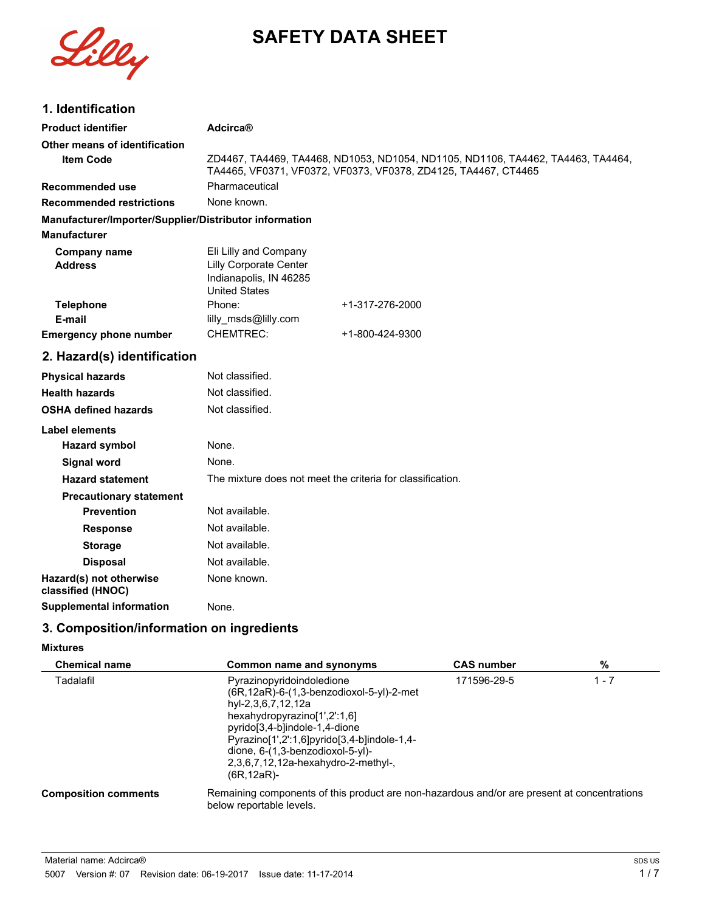# SAFETY DATA SHEET

## 1. Identification

| | | |
|---|---|---|
| **Product identifier** | **Adcirca®** | |
| **Other means of identification** | | |
| **Item Code** | ZD4467, TA4469, TA4468, ND1053, ND1054, ND1105, ND1106, TA4462, TA4463, TA4464, TA4465, VF0371, VF0372, VF0373, VF0378, ZD4125, TA4467, CT4465 | |
| **Recommended use** | Pharmaceutical | |
| **Recommended restrictions** | None known. | |

**Manufacturer/Importer/Supplier/Distributor information**

**Manufacturer**

| | | |
|---|---|---|
| **Company name** | Eli Lilly and Company | |
| **Address** | Lilly Corporate Center<br>Indianapolis, IN 46285<br>United States | |
| **Telephone** | Phone: | +1-317-276-2000 |
| **E-mail** | lilly_msds@lilly.com | |
| **Emergency phone number** | CHEMTREC: | +1-800-424-9300 |

## 2. Hazard(s) identification

| | |
|---|---|
| **Physical hazards** | Not classified. |
| **Health hazards** | Not classified. |
| **OSHA defined hazards** | Not classified. |

**Label elements**

| | |
|---|---|
| **Hazard symbol** | None. |
| **Signal word** | None. |
| **Hazard statement** | The mixture does not meet the criteria for classification. |
| **Precautionary statement** | |
| **Prevention** | Not available. |
| **Response** | Not available. |
| **Storage** | Not available. |
| **Disposal** | Not available. |
| **Hazard(s) not otherwise classified (HNOC)** | None known. |
| **Supplemental information** | None. |

## 3. Composition/information on ingredients

**Mixtures**

| Chemical name | Common name and synonyms | CAS number | % |
|---|---|---|---|
| Tadalafil | Pyrazinopyridoindoledione<br>(6R,12aR)-6-(1,3-benzodioxol-5-yl)-2-methyl-2,3,6,7,12,12a hexahydropyrazino[1',2':1,6] pyrido[3,4-b]indole-1,4-dione<br>Pyrazino[1',2':1,6]pyrido[3,4-b]indole-1,4-dione, 6-(1,3-benzodioxol-5-yl)-2,3,6,7,12,12a-hexahydro-2-methyl-, (6R,12aR)- | 171596-29-5 | 1 - 7 |

**Composition comments** Remaining components of this product are non-hazardous and/or are present at concentrations below reportable levels.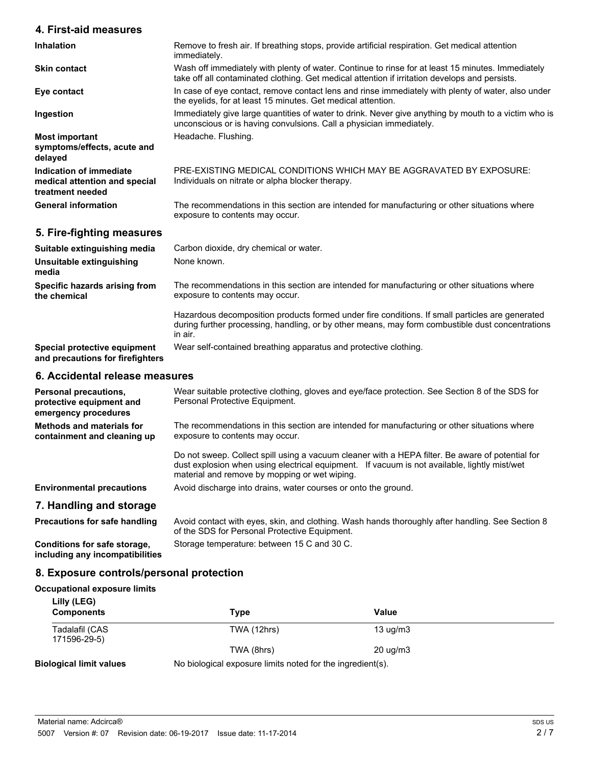## 4. First-aid measures

| | |
|---|---|
| **Inhalation** | Remove to fresh air. If breathing stops, provide artificial respiration. Get medical attention immediately. |
| **Skin contact** | Wash off immediately with plenty of water. Continue to rinse for at least 15 minutes. Immediately take off all contaminated clothing. Get medical attention if irritation develops and persists. |
| **Eye contact** | In case of eye contact, remove contact lens and rinse immediately with plenty of water, also under the eyelids, for at least 15 minutes. Get medical attention. |
| **Ingestion** | Immediately give large quantities of water to drink. Never give anything by mouth to a victim who is unconscious or is having convulsions. Call a physician immediately. |
| **Most important symptoms/effects, acute and delayed** | Headache. Flushing. |
| **Indication of immediate medical attention and special treatment needed** | PRE-EXISTING MEDICAL CONDITIONS WHICH MAY BE AGGRAVATED BY EXPOSURE: Individuals on nitrate or alpha blocker therapy. |
| **General information** | The recommendations in this section are intended for manufacturing or other situations where exposure to contents may occur. |

## 5. Fire-fighting measures

| | |
|---|---|
| **Suitable extinguishing media** | Carbon dioxide, dry chemical or water. |
| **Unsuitable extinguishing media** | None known. |
| **Specific hazards arising from the chemical** | The recommendations in this section are intended for manufacturing or other situations where exposure to contents may occur.<br><br>Hazardous decomposition products formed under fire conditions. If small particles are generated during further processing, handling, or by other means, may form combustible dust concentrations in air. |
| **Special protective equipment and precautions for firefighters** | Wear self-contained breathing apparatus and protective clothing. |

## 6. Accidental release measures

| | |
|---|---|
| **Personal precautions, protective equipment and emergency procedures** | Wear suitable protective clothing, gloves and eye/face protection. See Section 8 of the SDS for Personal Protective Equipment. |
| **Methods and materials for containment and cleaning up** | The recommendations in this section are intended for manufacturing or other situations where exposure to contents may occur.<br><br>Do not sweep. Collect spill using a vacuum cleaner with a HEPA filter. Be aware of potential for dust explosion when using electrical equipment. If vacuum is not available, lightly mist/wet material and remove by mopping or wet wiping. |
| **Environmental precautions** | Avoid discharge into drains, water courses or onto the ground. |

## 7. Handling and storage

| | |
|---|---|
| **Precautions for safe handling** | Avoid contact with eyes, skin, and clothing. Wash hands thoroughly after handling. See Section 8 of the SDS for Personal Protective Equipment. |
| **Conditions for safe storage, including any incompatibilities** | Storage temperature: between 15 C and 30 C. |

## 8. Exposure controls/personal protection

**Occupational exposure limits**

**Lilly (LEG)**

| Components | Type | Value |
|---|---|---|
| Tadalafil (CAS 171596-29-5) | TWA (12hrs) | 13 ug/m3 |
| | TWA (8hrs) | 20 ug/m3 |

**Biological limit values** No biological exposure limits noted for the ingredient(s).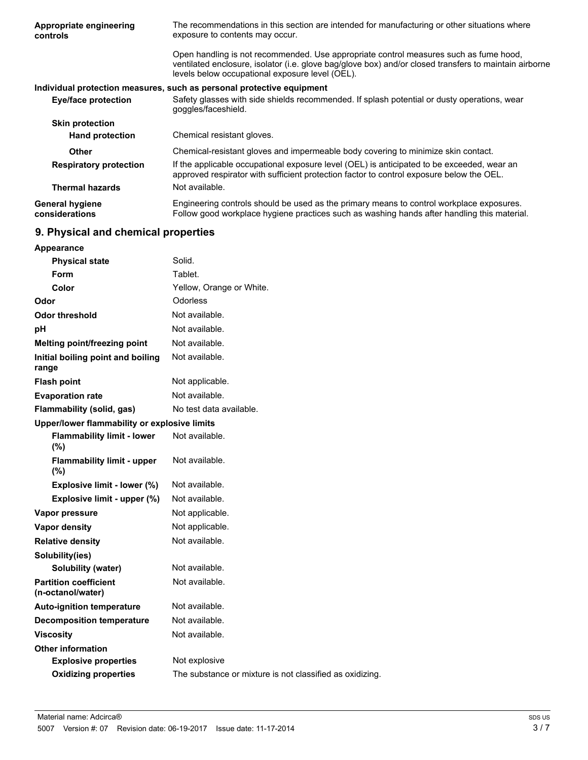| | |
|---|---|
| **Appropriate engineering controls** | The recommendations in this section are intended for manufacturing or other situations where exposure to contents may occur.<br><br>Open handling is not recommended. Use appropriate control measures such as fume hood, ventilated enclosure, isolator (i.e. glove bag/glove box) and/or closed transfers to maintain airborne levels below occupational exposure level (OEL). |

**Individual protection measures, such as personal protective equipment**

| | |
|---|---|
| **Eye/face protection** | Safety glasses with side shields recommended. If splash potential or dusty operations, wear goggles/faceshield. |
| **Skin protection** | |
| **Hand protection** | Chemical resistant gloves. |
| **Other** | Chemical-resistant gloves and impermeable body covering to minimize skin contact. |
| **Respiratory protection** | If the applicable occupational exposure level (OEL) is anticipated to be exceeded, wear an approved respirator with sufficient protection factor to control exposure below the OEL. |
| **Thermal hazards** | Not available. |
| **General hygiene considerations** | Engineering controls should be used as the primary means to control workplace exposures. Follow good workplace hygiene practices such as washing hands after handling this material. |

## 9. Physical and chemical properties

| | |
|---|---|
| **Appearance** | |
| **Physical state** | Solid. |
| **Form** | Tablet. |
| **Color** | Yellow, Orange or White. |
| **Odor** | Odorless |
| **Odor threshold** | Not available. |
| **pH** | Not available. |
| **Melting point/freezing point** | Not available. |
| **Initial boiling point and boiling range** | Not available. |
| **Flash point** | Not applicable. |
| **Evaporation rate** | Not available. |
| **Flammability (solid, gas)** | No test data available. |
| **Upper/lower flammability or explosive limits** | |
| **Flammability limit - lower (%)** | Not available. |
| **Flammability limit - upper (%)** | Not available. |
| **Explosive limit - lower (%)** | Not available. |
| **Explosive limit - upper (%)** | Not available. |
| **Vapor pressure** | Not applicable. |
| **Vapor density** | Not applicable. |
| **Relative density** | Not available. |
| **Solubility(ies)** | |
| **Solubility (water)** | Not available. |
| **Partition coefficient (n-octanol/water)** | Not available. |
| **Auto-ignition temperature** | Not available. |
| **Decomposition temperature** | Not available. |
| **Viscosity** | Not available. |
| **Other information** | |
| **Explosive properties** | Not explosive |
| **Oxidizing properties** | The substance or mixture is not classified as oxidizing. |

Material name: Adcirca®

5007 Version #: 07 Revision date: 06-19-2017 Issue date: 11-17-2014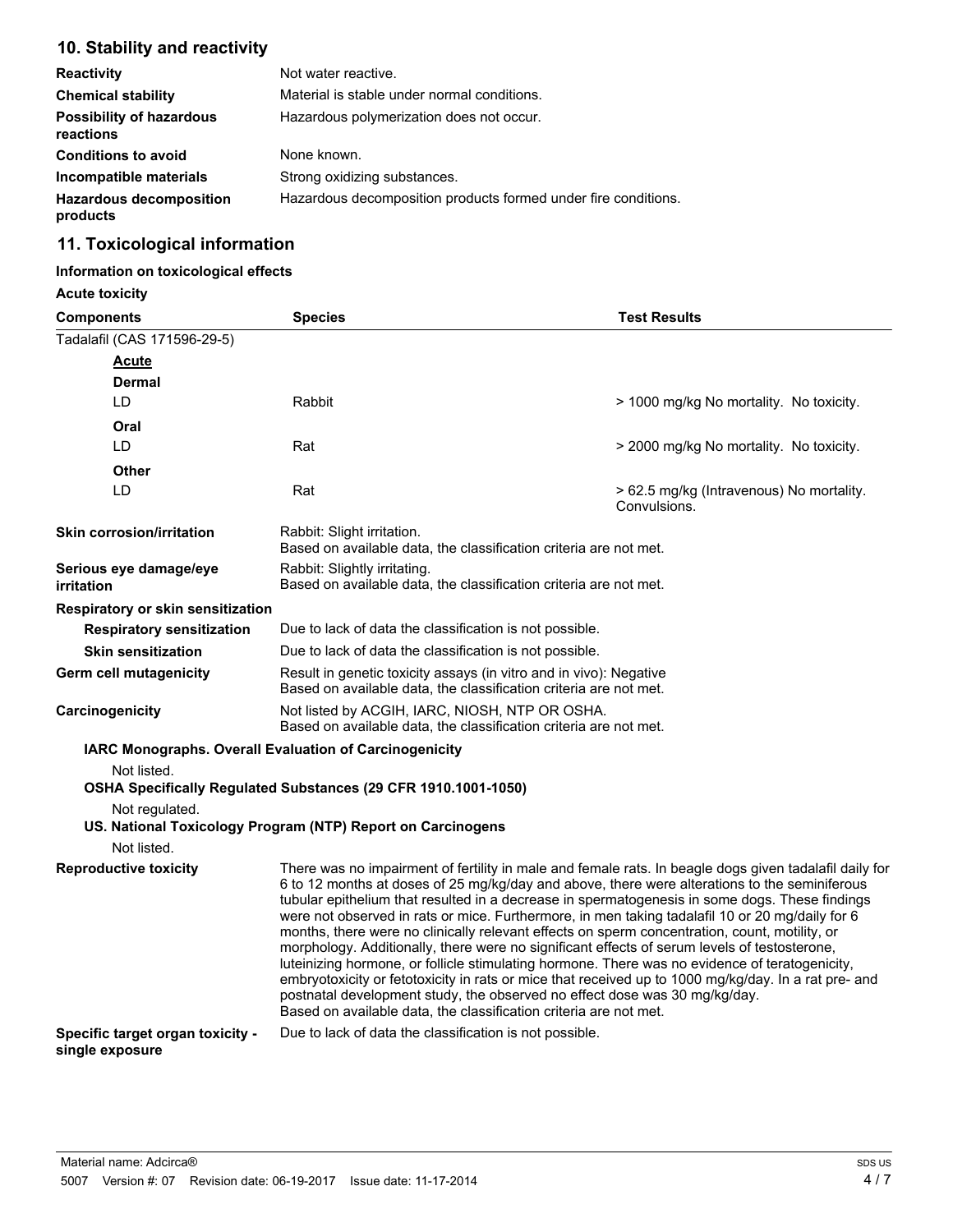## 10. Stability and reactivity

| | |
|---|---|
| **Reactivity** | Not water reactive. |
| **Chemical stability** | Material is stable under normal conditions. |
| **Possibility of hazardous reactions** | Hazardous polymerization does not occur. |
| **Conditions to avoid** | None known. |
| **Incompatible materials** | Strong oxidizing substances. |
| **Hazardous decomposition products** | Hazardous decomposition products formed under fire conditions. |

## 11. Toxicological information

### Information on toxicological effects

**Acute toxicity**

| Components | Species | Test Results |
|---|---|---|
| Tadalafil (CAS 171596-29-5) | | |
| **Acute** | | |
| **Dermal** | | |
| LD | Rabbit | > 1000 mg/kg No mortality. No toxicity. |
| **Oral** | | |
| LD | Rat | > 2000 mg/kg No mortality. No toxicity. |
| **Other** | | |
| LD | Rat | > 62.5 mg/kg (Intravenous) No mortality. Convulsions. |

**Skin corrosion/irritation**
Rabbit: Slight irritation.
Based on available data, the classification criteria are not met.

**Serious eye damage/eye irritation**
Rabbit: Slightly irritating.
Based on available data, the classification criteria are not met.

**Respiratory or skin sensitization**

**Respiratory sensitization**
Due to lack of data the classification is not possible.

**Skin sensitization**
Due to lack of data the classification is not possible.

**Germ cell mutagenicity**
Result in genetic toxicity assays (in vitro and in vivo): Negative
Based on available data, the classification criteria are not met.

**Carcinogenicity**
Not listed by ACGIH, IARC, NIOSH, NTP OR OSHA.
Based on available data, the classification criteria are not met.

**IARC Monographs. Overall Evaluation of Carcinogenicity**

Not listed.

**OSHA Specifically Regulated Substances (29 CFR 1910.1001-1050)**

Not regulated.

**US. National Toxicology Program (NTP) Report on Carcinogens**

Not listed.

**Reproductive toxicity**
There was no impairment of fertility in male and female rats. In beagle dogs given tadalafil daily for 6 to 12 months at doses of 25 mg/kg/day and above, there were alterations to the seminiferous tubular epithelium that resulted in a decrease in spermatogenesis in some dogs. These findings were not observed in rats or mice. Furthermore, in men taking tadalafil 10 or 20 mg/daily for 6 months, there were no clinically relevant effects on sperm concentration, count, motility, or morphology. Additionally, there were no significant effects of serum levels of testosterone, luteinizing hormone, or follicle stimulating hormone. There was no evidence of teratogenicity, embryotoxicity or fetotoxicity in rats or mice that received up to 1000 mg/kg/day. In a rat pre- and postnatal development study, the observed no effect dose was 30 mg/kg/day.
Based on available data, the classification criteria are not met.

**Specific target organ toxicity - single exposure**
Due to lack of data the classification is not possible.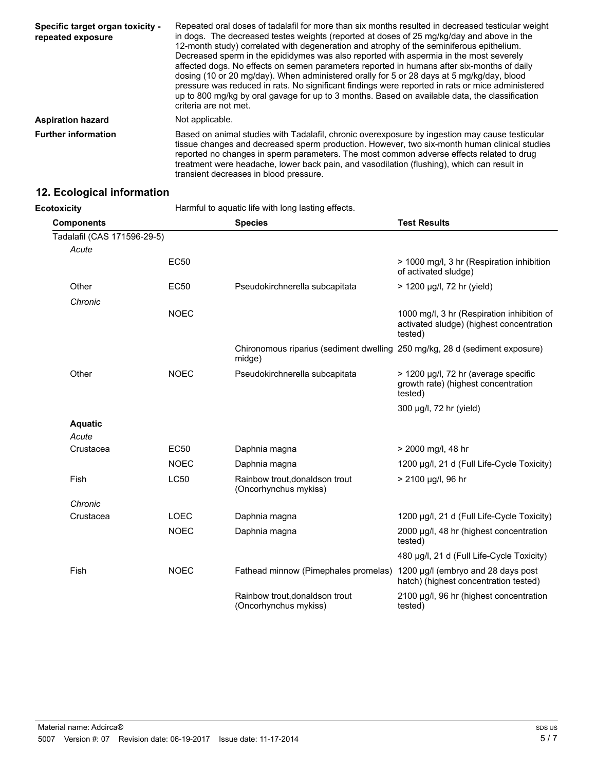| | |
|---|---|
| **Specific target organ toxicity - repeated exposure** | Repeated oral doses of tadalafil for more than six months resulted in decreased testicular weight in dogs. The decreased testes weights (reported at doses of 25 mg/kg/day and above in the 12-month study) correlated with degeneration and atrophy of the seminiferous epithelium. Decreased sperm in the epididymes was also reported with aspermia in the most severely affected dogs. No effects on semen parameters reported in humans after six-months of daily dosing (10 or 20 mg/day). When administered orally for 5 or 28 days at 5 mg/kg/day, blood pressure was reduced in rats. No significant findings were reported in rats or mice administered up to 800 mg/kg by oral gavage for up to 3 months. Based on available data, the classification criteria are not met. |
| **Aspiration hazard** | Not applicable. |
| **Further information** | Based on animal studies with Tadalafil, chronic overexposure by ingestion may cause testicular tissue changes and decreased sperm production. However, two six-month human clinical studies reported no changes in sperm parameters. The most common adverse effects related to drug treatment were headache, lower back pain, and vasodilation (flushing), which can result in transient decreases in blood pressure. |

## 12. Ecological information

**Ecotoxicity** Harmful to aquatic life with long lasting effects.

| Components | | Species | Test Results |
|---|---|---|---|
| Tadalafil (CAS 171596-29-5) | | | |
| *Acute* | | | |
| | EC50 | | > 1000 mg/l, 3 hr (Respiration inhibition of activated sludge) |
| Other | EC50 | Pseudokirchnerella subcapitata | > 1200 µg/l, 72 hr (yield) |
| *Chronic* | | | |
| | NOEC | | 1000 mg/l, 3 hr (Respiration inhibition of activated sludge) (highest concentration tested) |
| | | Chironomous riparius (sediment dwelling midge) | 250 mg/kg, 28 d (sediment exposure) |
| Other | NOEC | Pseudokirchnerella subcapitata | > 1200 µg/l, 72 hr (average specific growth rate) (highest concentration tested) |
| | | | 300 µg/l, 72 hr (yield) |
| **Aquatic** | | | |
| *Acute* | | | |
| Crustacea | EC50 | Daphnia magna | > 2000 mg/l, 48 hr |
| | NOEC | Daphnia magna | 1200 µg/l, 21 d (Full Life-Cycle Toxicity) |
| Fish | LC50 | Rainbow trout,donaldson trout (Oncorhynchus mykiss) | > 2100 µg/l, 96 hr |
| *Chronic* | | | |
| Crustacea | LOEC | Daphnia magna | 1200 µg/l, 21 d (Full Life-Cycle Toxicity) |
| | NOEC | Daphnia magna | 2000 µg/l, 48 hr (highest concentration tested) |
| | | | 480 µg/l, 21 d (Full Life-Cycle Toxicity) |
| Fish | NOEC | Fathead minnow (Pimephales promelas) | 1200 µg/l (embryo and 28 days post hatch) (highest concentration tested) |
| | | Rainbow trout,donaldson trout (Oncorhynchus mykiss) | 2100 µg/l, 96 hr (highest concentration tested) |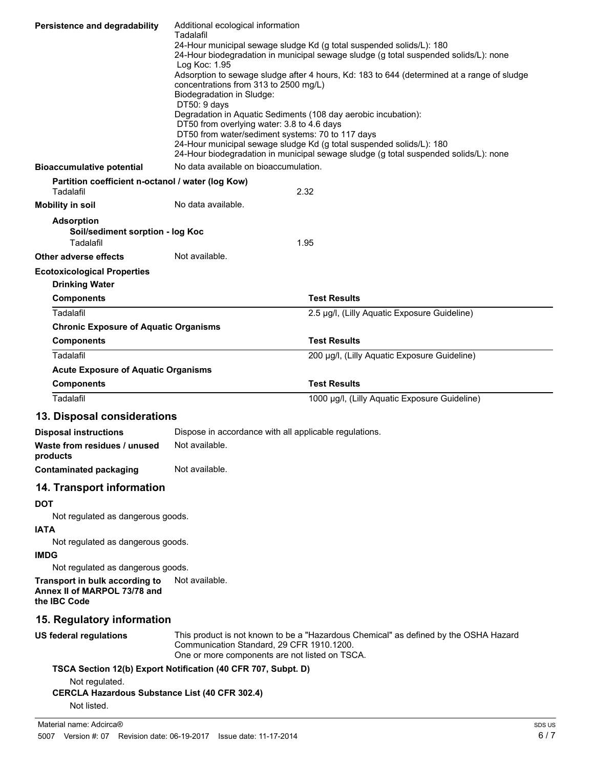**Persistence and degradability**

Additional ecological information
Tadalafil
24-Hour municipal sewage sludge Kd (g total suspended solids/L): 180
24-Hour biodegradation in municipal sewage sludge (g total suspended solids/L): none
Log Koc: 1.95
Adsorption to sewage sludge after 4 hours, Kd: 183 to 644 (determined at a range of sludge concentrations from 313 to 2500 mg/L)
Biodegradation in Sludge:
DT50: 9 days
Degradation in Aquatic Sediments (108 day aerobic incubation):
DT50 from overlying water: 3.8 to 4.6 days
DT50 from water/sediment systems: 70 to 117 days
24-Hour municipal sewage sludge Kd (g total suspended solids/L): 180
24-Hour biodegradation in municipal sewage sludge (g total suspended solids/L): none

**Bioaccumulative potential** No data available on bioaccumulation.

**Partition coefficient n-octanol / water (log Kow)**

Tadalafil 2.32

**Mobility in soil** No data available.

**Adsorption**

**Soil/sediment sorption - log Koc**

Tadalafil 1.95

**Other adverse effects** Not available.

**Ecotoxicological Properties**

**Drinking Water**

| Components | Test Results |
|---|---|
| Tadalafil | 2.5 µg/l, (Lilly Aquatic Exposure Guideline) |

**Chronic Exposure of Aquatic Organisms**

| Components | Test Results |
|---|---|
| Tadalafil | 200 µg/l, (Lilly Aquatic Exposure Guideline) |

**Acute Exposure of Aquatic Organisms**

| Components | Test Results |
|---|---|
| Tadalafil | 1000 µg/l, (Lilly Aquatic Exposure Guideline) |

## 13. Disposal considerations

**Disposal instructions** Dispose in accordance with all applicable regulations.

**Waste from residues / unused products** Not available.

**Contaminated packaging** Not available.

## 14. Transport information

**DOT**

Not regulated as dangerous goods.

**IATA**

Not regulated as dangerous goods.

**IMDG**

Not regulated as dangerous goods.

**Transport in bulk according to Annex II of MARPOL 73/78 and the IBC Code** Not available.

## 15. Regulatory information

**US federal regulations**

This product is not known to be a "Hazardous Chemical" as defined by the OSHA Hazard Communication Standard, 29 CFR 1910.1200.
One or more components are not listed on TSCA.

**TSCA Section 12(b) Export Notification (40 CFR 707, Subpt. D)**

Not regulated.

**CERCLA Hazardous Substance List (40 CFR 302.4)**

Not listed.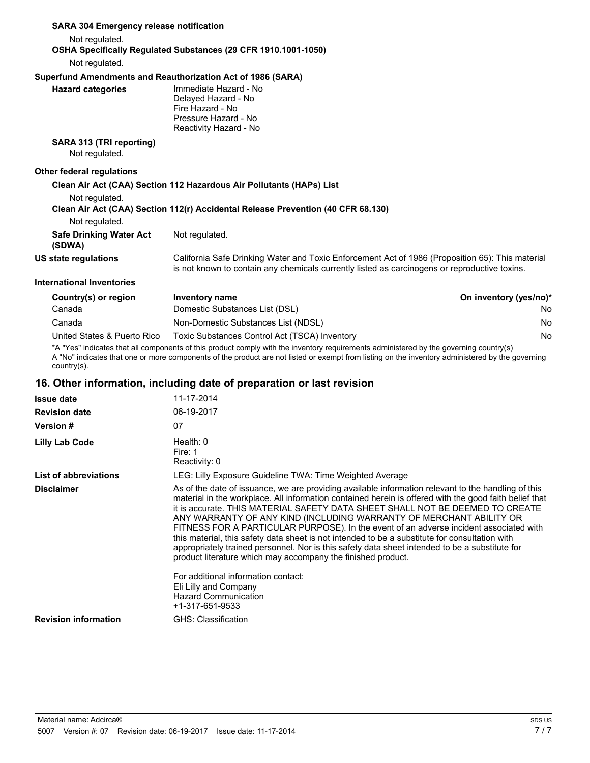**SARA 304 Emergency release notification**

Not regulated.

**OSHA Specifically Regulated Substances (29 CFR 1910.1001-1050)**

Not regulated.

**Superfund Amendments and Reauthorization Act of 1986 (SARA)**

**Hazard categories**
Immediate Hazard - No
Delayed Hazard - No
Fire Hazard - No
Pressure Hazard - No
Reactivity Hazard - No

**SARA 313 (TRI reporting)**

Not regulated.

**Other federal regulations**

**Clean Air Act (CAA) Section 112 Hazardous Air Pollutants (HAPs) List**

Not regulated.

**Clean Air Act (CAA) Section 112(r) Accidental Release Prevention (40 CFR 68.130)**

Not regulated.

**Safe Drinking Water Act (SDWA)** Not regulated.

**US state regulations** California Safe Drinking Water and Toxic Enforcement Act of 1986 (Proposition 65): This material is not known to contain any chemicals currently listed as carcinogens or reproductive toxins.

**International Inventories**

| Country(s) or region | Inventory name | On inventory (yes/no)* |
|---|---|---|
| Canada | Domestic Substances List (DSL) | No |
| Canada | Non-Domestic Substances List (NDSL) | No |
| United States & Puerto Rico | Toxic Substances Control Act (TSCA) Inventory | No |

*A "Yes" indicates that all components of this product comply with the inventory requirements administered by the governing country(s)
A "No" indicates that one or more components of the product are not listed or exempt from listing on the inventory administered by the governing country(s).

## 16. Other information, including date of preparation or last revision

**Issue date** 11-17-2014

**Revision date** 06-19-2017

**Version #** 07

**Lilly Lab Code**
Health: 0
Fire: 1
Reactivity: 0

**List of abbreviations** LEG: Lilly Exposure Guideline TWA: Time Weighted Average

**Disclaimer** As of the date of issuance, we are providing available information relevant to the handling of this material in the workplace. All information contained herein is offered with the good faith belief that it is accurate. THIS MATERIAL SAFETY DATA SHEET SHALL NOT BE DEEMED TO CREATE ANY WARRANTY OF ANY KIND (INCLUDING WARRANTY OF MERCHANT ABILITY OR FITNESS FOR A PARTICULAR PURPOSE). In the event of an adverse incident associated with this material, this safety data sheet is not intended to be a substitute for consultation with appropriately trained personnel. Nor is this safety data sheet intended to be a substitute for product literature which may accompany the finished product.

For additional information contact:
Eli Lilly and Company
Hazard Communication
+1-317-651-9533

**Revision information** GHS: Classification